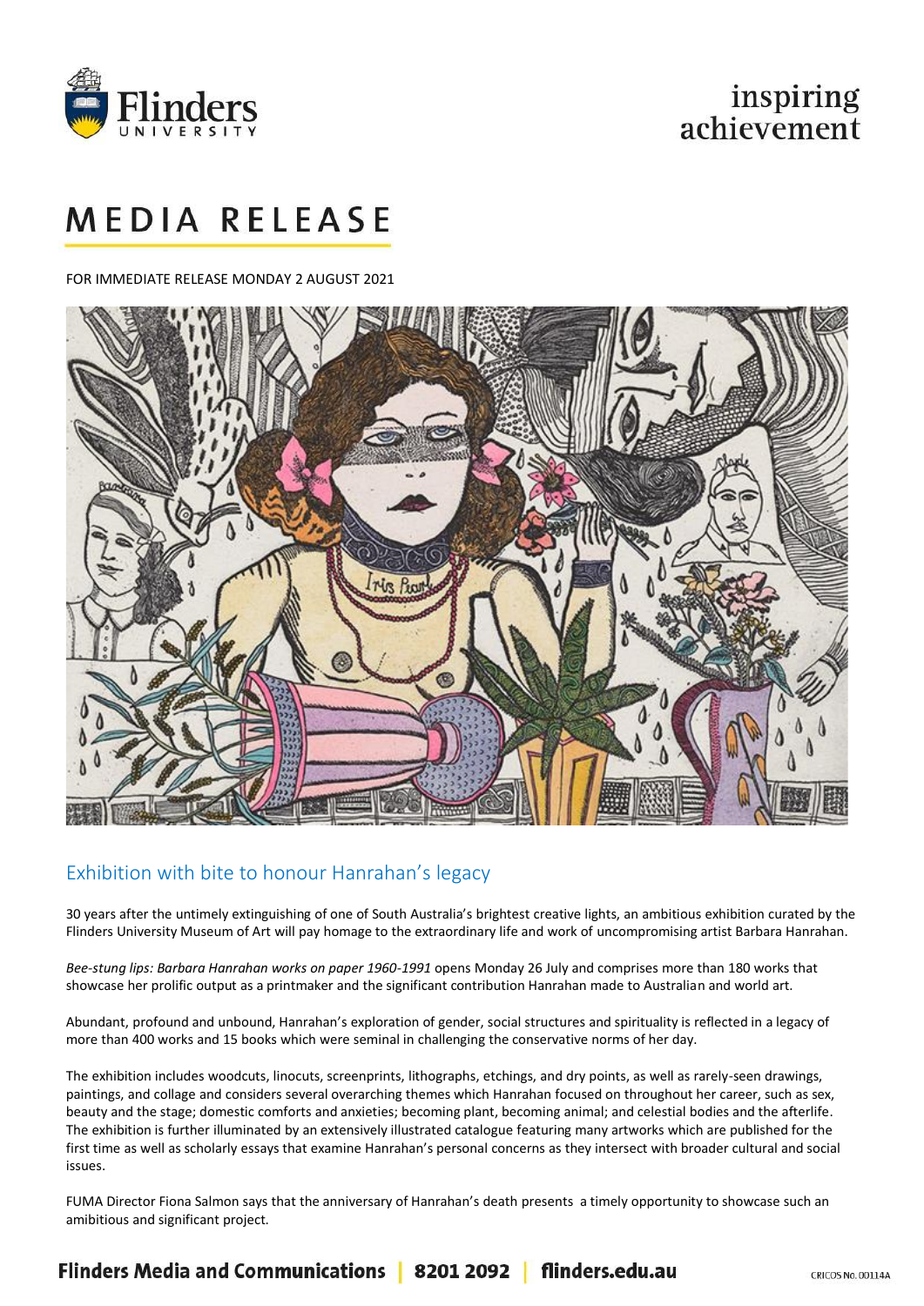# MEDIA RELEASE

FOR IMMEDIATE RELEASE MONDAY 2 AUGUST 2021

## Exhibition with bite to honour Hanrahan's legacy

30 years after the untimely extinguishing of one of South Australia's brightest creative lights, an ambitious exhibition curated by the Flinders University Museum of Art will pay homage to the extraordinary life and work of uncompromising artist Barbara Hanrahan.

*Bee-stung lips: Barbara Hanrahan works on paper 1960-1991* opens Monday 26 July and comprises more than 180 works that showcase her prolific output as a printmaker and the significant contribution Hanrahan made to Australian and world art.

Abundant, profound and unbound, Hanrahan's exploration of gender, social structures and spirituality is reflected in a legacy of more than 400 works and 15 books which were seminal in challenging the conservative norms of her day.

The exhibition includes woodcuts, linocuts, screenprints, lithographs, etchings, and dry points, as well as rarely-seen drawings, paintings, and collage and considers several overarching themes which Hanrahan focused on throughout her career, such as sex, beauty and the stage; domestic comforts and anxieties; becoming plant, becoming animal; and celestial bodies and the afterlife. The exhibition is further illuminated by an extensively illustrated catalogue featuring many artworks which are published for the first time as well as scholarly essays that examine Hanrahan's personal concerns as they intersect with broader cultural and social issues.

FUMA Director Fiona Salmon says that the anniversary of Hanrahan's death presents a timely opportunity to showcase such an amibitious and significant project.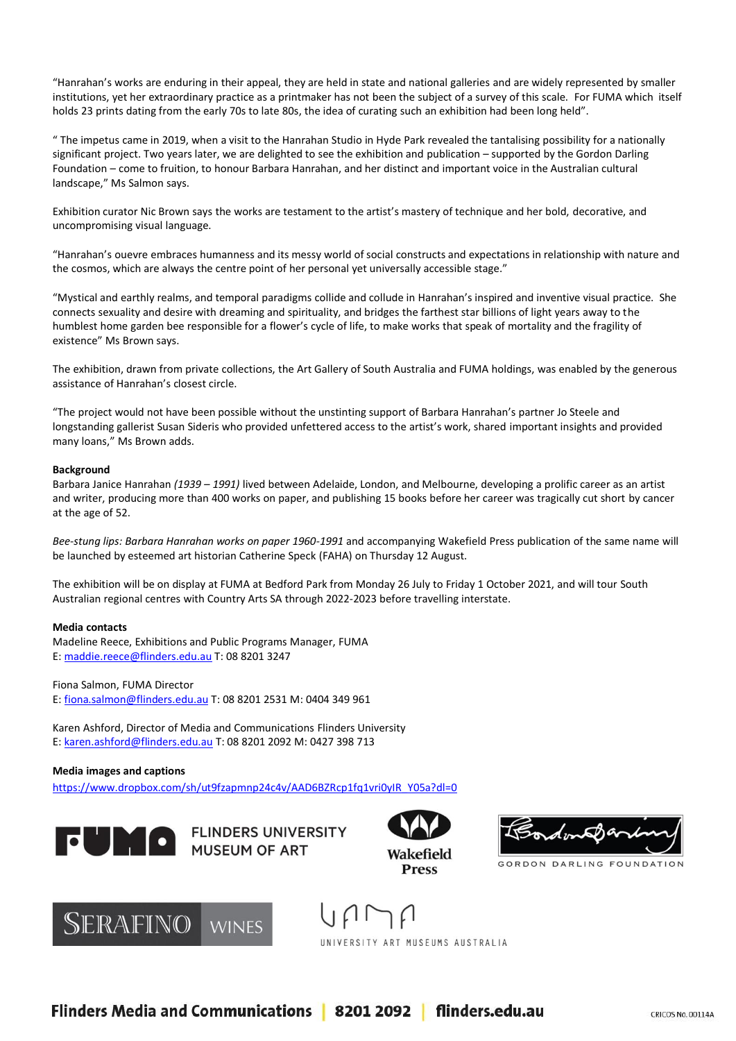"Hanrahan's works are enduring in their appeal, they are held in state and national galleries and are widely represented by smaller institutions, yet her extraordinary practice as a printmaker has not been the subject of a survey of this scale. For FUMA which itself holds 23 prints dating from the early 70s to late 80s, the idea of curating such an exhibition had been long held".

" The impetus came in 2019, when a visit to the Hanrahan Studio in Hyde Park revealed the tantalising possibility for a nationally significant project. Two years later, we are delighted to see the exhibition and publication – supported by the Gordon Darling Foundation – come to fruition, to honour Barbara Hanrahan, and her distinct and important voice in the Australian cultural landscape," Ms Salmon says.

Exhibition curator Nic Brown says the works are testament to the artist's mastery of technique and her bold, decorative, and uncompromising visual language.

"Hanrahan's ouevre embraces humanness and its messy world of social constructs and expectations in relationship with nature and the cosmos, which are always the centre point of her personal yet universally accessible stage."

"Mystical and earthly realms, and temporal paradigms collide and collude in Hanrahan's inspired and inventive visual practice. She connects sexuality and desire with dreaming and spirituality, and bridges the farthest star billions of light years away to the humblest home garden bee responsible for a flower's cycle of life, to make works that speak of mortality and the fragility of existence" Ms Brown says.

The exhibition, drawn from private collections, the Art Gallery of South Australia and FUMA holdings, was enabled by the generous assistance of Hanrahan's closest circle.

"The project would not have been possible without the unstinting support of Barbara Hanrahan's partner Jo Steele and longstanding gallerist Susan Sideris who provided unfettered access to the artist's work, shared important insights and provided many loans," Ms Brown adds.

**Background**
Barbara Janice Hanrahan *(1939 – 1991)* lived between Adelaide, London, and Melbourne, developing a prolific career as an artist and writer, producing more than 400 works on paper, and publishing 15 books before her career was tragically cut short by cancer at the age of 52.

*Bee-stung lips: Barbara Hanrahan works on paper 1960-1991* and accompanying Wakefield Press publication of the same name will be launched by esteemed art historian Catherine Speck (FAHA) on Thursday 12 August.

The exhibition will be on display at FUMA at Bedford Park from Monday 26 July to Friday 1 October 2021, and will tour South Australian regional centres with Country Arts SA through 2022-2023 before travelling interstate.

**Media contacts**
Madeline Reece, Exhibitions and Public Programs Manager, FUMA
E: maddie.reece@flinders.edu.au T: 08 8201 3247

Fiona Salmon, FUMA Director
E: fiona.salmon@flinders.edu.au T: 08 8201 2531 M: 0404 349 961

Karen Ashford, Director of Media and Communications Flinders University
E: karen.ashford@flinders.edu.au T: 08 8201 2092 M: 0427 398 713

**Media images and captions**
https://www.dropbox.com/sh/ut9fzapmnp24c4v/AAD6BZRcp1fq1vri0yIR_Y05a?dl=0

FUMA FLINDERS UNIVERSITY MUSEUM OF ART

Wakefield Press

GORDON DARLING FOUNDATION

SERAFINO WINES

UAMA UNIVERSITY ART MUSEUMS AUSTRALIA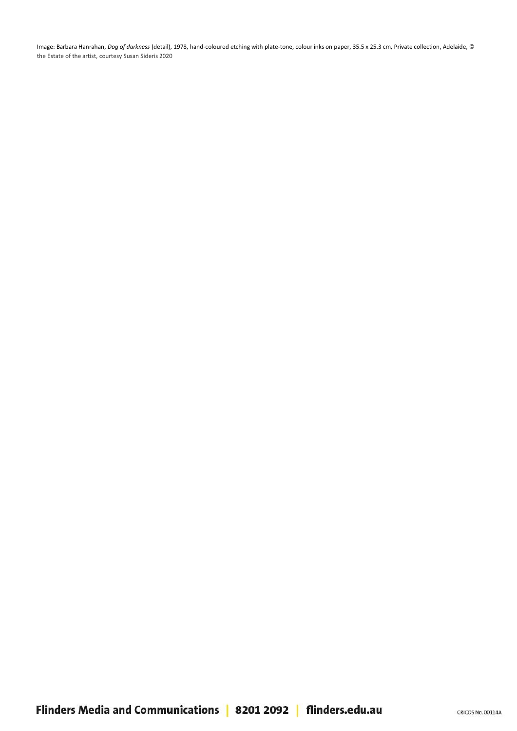Image: Barbara Hanrahan, *Dog of darkness* (detail), 1978, hand-coloured etching with plate-tone, colour inks on paper, 35.5 x 25.3 cm, Private collection, Adelaide, © the Estate of the artist, courtesy Susan Sideris 2020

**Flinders Media and Communications | 8201 2092 | flinders.edu.au**

CRICOS No. 00114A